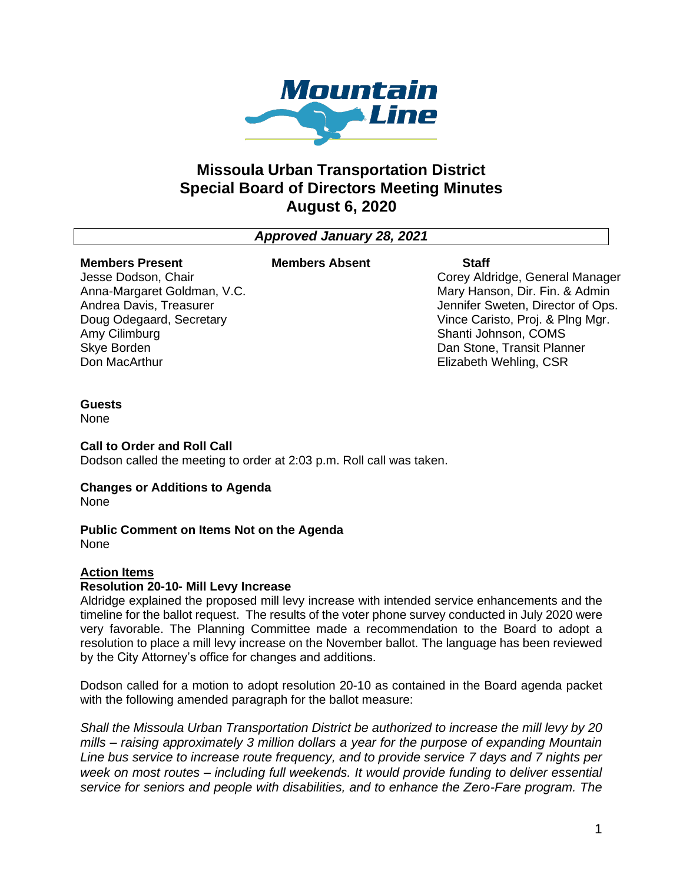# Missoula Urban Transportation District
## Special Board of Directors Meeting Minutes
## August 6, 2020

***Approved January 28, 2021***

| Members Present | Members Absent | Staff |
|---|---|---|
| Jesse Dodson, Chair | | Corey Aldridge, General Manager |
| Anna-Margaret Goldman, V.C. | | Mary Hanson, Dir. Fin. & Admin |
| Andrea Davis, Treasurer | | Jennifer Sweten, Director of Ops. |
| Doug Odegaard, Secretary | | Vince Caristo, Proj. & Plng Mgr. |
| Amy Cilimburg | | Shanti Johnson, COMS |
| Skye Borden | | Dan Stone, Transit Planner |
| Don MacArthur | | Elizabeth Wehling, CSR |

**Guests**
None

**Call to Order and Roll Call**
Dodson called the meeting to order at 2:03 p.m. Roll call was taken.

**Changes or Additions to Agenda**
None

**Public Comment on Items Not on the Agenda**
None

**Action Items**

**Resolution 20-10- Mill Levy Increase**
Aldridge explained the proposed mill levy increase with intended service enhancements and the timeline for the ballot request. The results of the voter phone survey conducted in July 2020 were very favorable. The Planning Committee made a recommendation to the Board to adopt a resolution to place a mill levy increase on the November ballot. The language has been reviewed by the City Attorney's office for changes and additions.

Dodson called for a motion to adopt resolution 20-10 as contained in the Board agenda packet with the following amended paragraph for the ballot measure:

*Shall the Missoula Urban Transportation District be authorized to increase the mill levy by 20 mills – raising approximately 3 million dollars a year for the purpose of expanding Mountain Line bus service to increase route frequency, and to provide service 7 days and 7 nights per week on most routes – including full weekends. It would provide funding to deliver essential service for seniors and people with disabilities, and to enhance the Zero-Fare program. The*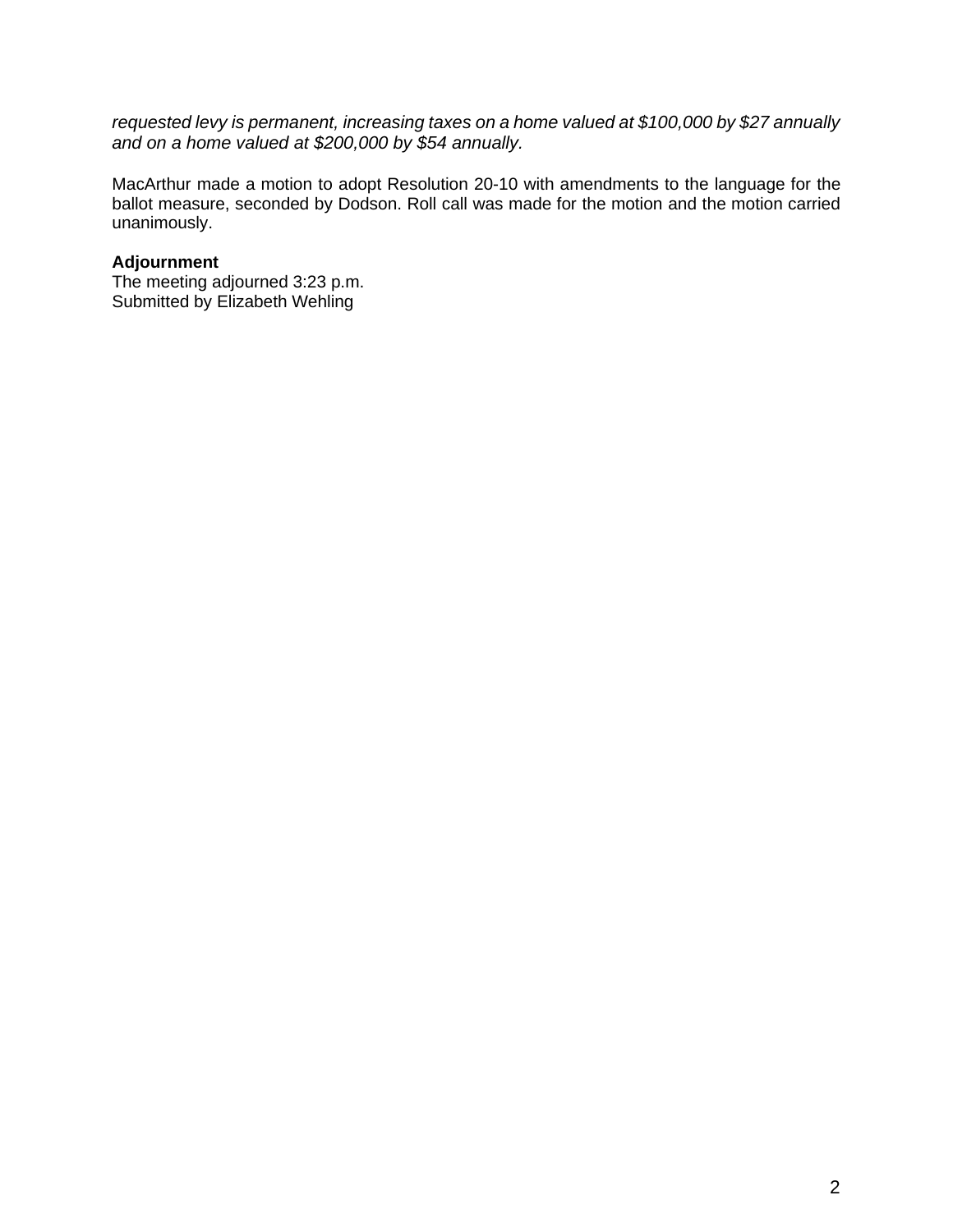*requested levy is permanent, increasing taxes on a home valued at $100,000 by $27 annually and on a home valued at $200,000 by $54 annually.*

MacArthur made a motion to adopt Resolution 20-10 with amendments to the language for the ballot measure, seconded by Dodson. Roll call was made for the motion and the motion carried unanimously.

**Adjournment**
The meeting adjourned 3:23 p.m.
Submitted by Elizabeth Wehling